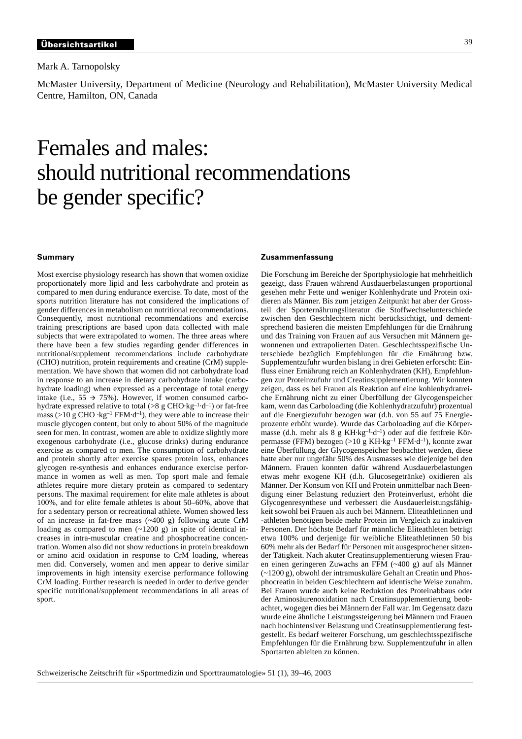**Übersichtsartikel**

Mark A. Tarnopolsky

McMaster University, Department of Medicine (Neurology and Rehabilitation), McMaster University Medical Centre, Hamilton, ON, Canada

# Females and males: should nutritional recommendations be gender specific?

## Summary

Most exercise physiology research has shown that women oxidize proportionately more lipid and less carbohydrate and protein as compared to men during endurance exercise. To date, most of the sports nutrition literature has not considered the implications of gender differences in metabolism on nutritional recommendations. Consequently, most nutritional recommendations and exercise training prescriptions are based upon data collected with male subjects that were extrapolated to women. The three areas where there have been a few studies regarding gender differences in nutritional/supplement recommendations include carbohydrate (CHO) nutrition, protein requirements and creatine (CrM) supplementation. We have shown that women did not carbohydrate load in response to an increase in dietary carbohydrate intake (carbohydrate loading) when expressed as a percentage of total energy intake (i.e., 55 → 75%). However, if women consumed carbohydrate expressed relative to total (>8 g CHO·kg$^{-1}$·d$^{-1}$) or fat-free mass (>10 g CHO ·kg$^{-1}$ FFM·d$^{-1}$), they were able to increase their muscle glycogen content, but only to about 50% of the magnitude seen for men. In contrast, women are able to oxidize slightly more exogenous carbohydrate (i.e., glucose drinks) during endurance exercise as compared to men. The consumption of carbohydrate and protein shortly after exercise spares protein loss, enhances glycogen re-synthesis and enhances endurance exercise performance in women as well as men. Top sport male and female athletes require more dietary protein as compared to sedentary persons. The maximal requirement for elite male athletes is about 100%, and for elite female athletes is about 50–60%, above that for a sedentary person or recreational athlete. Women showed less of an increase in fat-free mass (~400 g) following acute CrM loading as compared to men (~1200 g) in spite of identical increases in intra-muscular creatine and phosphocreatine concentration. Women also did not show reductions in protein breakdown or amino acid oxidation in response to CrM loading, whereas men did. Conversely, women and men appear to derive similar improvements in high intensity exercise performance following CrM loading. Further research is needed in order to derive gender specific nutritional/supplement recommendations in all areas of sport.

## Zusammenfassung

Die Forschung im Bereiche der Sportphysiologie hat mehrheitlich gezeigt, dass Frauen während Ausdauerbelastungen proportional gesehen mehr Fette und weniger Kohlenhydrate und Protein oxidieren als Männer. Bis zum jetzigen Zeitpunkt hat aber der Grossteil der Sporternährungsliteratur die Stoffwechselunterschiede zwischen den Geschlechtern nicht berücksichtigt, und dementsprechend basieren die meisten Empfehlungen für die Ernährung und das Training von Frauen auf aus Versuchen mit Männern gewonnenen und extrapolierten Daten. Geschlechtsspezifische Unterschiede bezüglich Empfehlungen für die Ernährung bzw. Supplementzufuhr wurden bislang in drei Gebieten erforscht: Einfluss einer Ernährung reich an Kohlenhydraten (KH), Empfehlungen zur Proteinzufuhr und Creatinsupplementierung. Wir konnten zeigen, dass es bei Frauen als Reaktion auf eine kohlenhydratreiche Ernährung nicht zu einer Überfüllung der Glycogenspeicher kam, wenn das Carboloading (die Kohlenhydratzufuhr) prozentual auf die Energiezufuhr bezogen war (d.h. von 55 auf 75 Energieprozente erhöht wurde). Wurde das Carboloading auf die Körpermasse (d.h. mehr als 8 g KH·kg$^{-1}$·d$^{-1}$) oder auf die fettfreie Körpermasse (FFM) bezogen (>10 g KH·kg$^{-1}$ FFM·d$^{-1}$), konnte zwar eine Überfüllung der Glycogenspeicher beobachtet werden, diese hatte aber nur ungefähr 50% des Ausmasses wie diejenige bei den Männern. Frauen konnten dafür während Ausdauerbelastungen etwas mehr exogene KH (d.h. Glucosegetränke) oxidieren als Männer. Der Konsum von KH und Protein unmittelbar nach Beendigung einer Belastung reduziert den Proteinverlust, erhöht die Glycogenresynthese und verbessert die Ausdauerleistungsfähigkeit sowohl bei Frauen als auch bei Männern. Eliteathletinnen und -athleten benötigen beide mehr Protein im Vergleich zu inaktiven Personen. Der höchste Bedarf für männliche Eliteathleten beträgt etwa 100% und derjenige für weibliche Eliteathletinnen 50 bis 60% mehr als der Bedarf für Personen mit ausgesprochener sitzender Tätigkeit. Nach akuter Creatinsupplementierung wiesen Frauen einen geringeren Zuwachs an FFM (~400 g) auf als Männer (~1200 g), obwohl der intramuskuläre Gehalt an Creatin und Phosphocreatin in beiden Geschlechtern auf identische Weise zunahm. Bei Frauen wurde auch keine Reduktion des Proteinabbaus oder der Aminosäurenoxidation nach Creatinsupplementierung beobachtet, wogegen dies bei Männern der Fall war. Im Gegensatz dazu wurde eine ähnliche Leistungssteigerung bei Männern und Frauen nach hochintensiver Belastung und Creatinsupplementierung festgestellt. Es bedarf weiterer Forschung, um geschlechtsspezifische Empfehlungen für die Ernährung bzw. Supplementzufuhr in allen Sportarten ableiten zu können.

Schweizerische Zeitschrift für «Sportmedizin und Sporttraumatologie» 51 (1), 39–46, 2003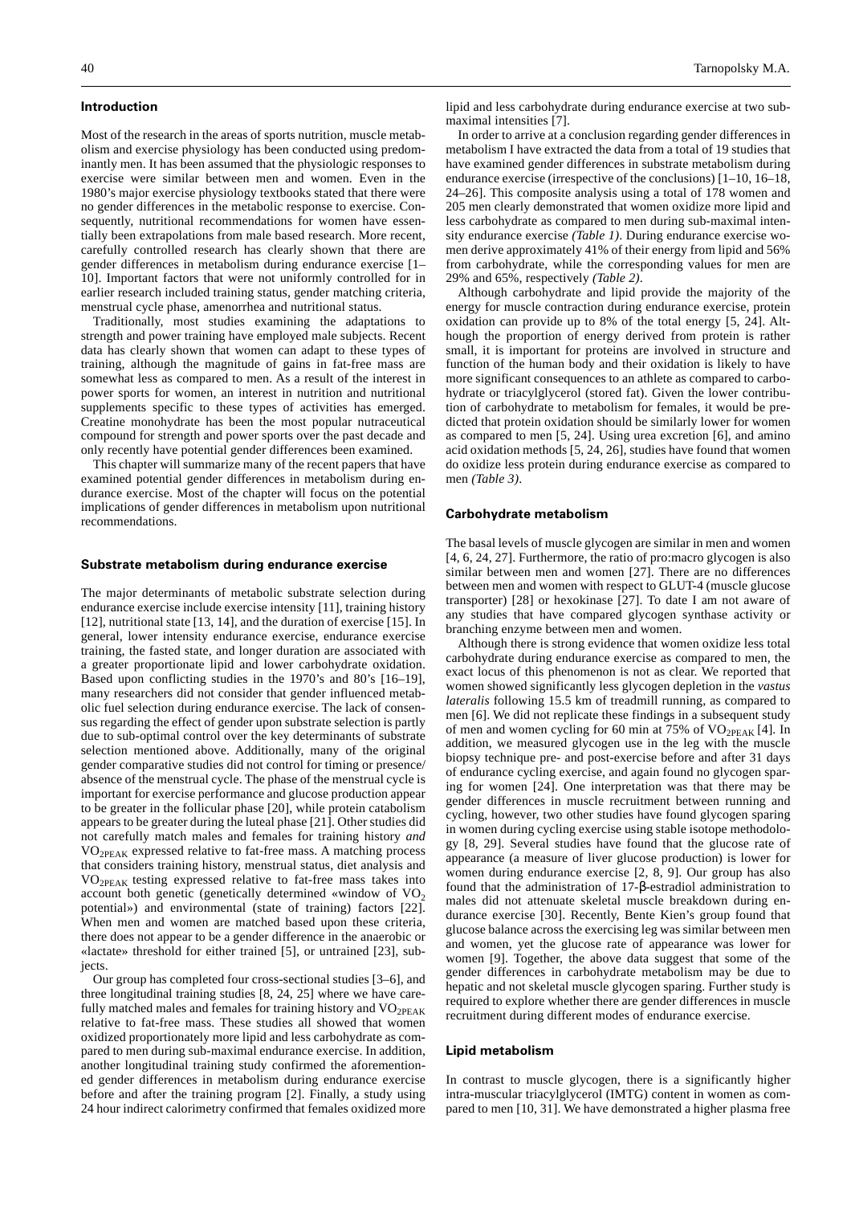## Introduction

Most of the research in the areas of sports nutrition, muscle metabolism and exercise physiology has been conducted using predominantly men. It has been assumed that the physiologic responses to exercise were similar between men and women. Even in the 1980's major exercise physiology textbooks stated that there were no gender differences in the metabolic response to exercise. Consequently, nutritional recommendations for women have essentially been extrapolations from male based research. More recent, carefully controlled research has clearly shown that there are gender differences in metabolism during endurance exercise [1–10]. Important factors that were not uniformly controlled for in earlier research included training status, gender matching criteria, menstrual cycle phase, amenorrhea and nutritional status.

Traditionally, most studies examining the adaptations to strength and power training have employed male subjects. Recent data has clearly shown that women can adapt to these types of training, although the magnitude of gains in fat-free mass are somewhat less as compared to men. As a result of the interest in power sports for women, an interest in nutrition and nutritional supplements specific to these types of activities has emerged. Creatine monohydrate has been the most popular nutraceutical compound for strength and power sports over the past decade and only recently have potential gender differences been examined.

This chapter will summarize many of the recent papers that have examined potential gender differences in metabolism during endurance exercise. Most of the chapter will focus on the potential implications of gender differences in metabolism upon nutritional recommendations.

## Substrate metabolism during endurance exercise

The major determinants of metabolic substrate selection during endurance exercise include exercise intensity [11], training history [12], nutritional state [13, 14], and the duration of exercise [15]. In general, lower intensity endurance exercise, endurance exercise training, the fasted state, and longer duration are associated with a greater proportionate lipid and lower carbohydrate oxidation. Based upon conflicting studies in the 1970's and 80's [16–19], many researchers did not consider that gender influenced metabolic fuel selection during endurance exercise. The lack of consensus regarding the effect of gender upon substrate selection is partly due to sub-optimal control over the key determinants of substrate selection mentioned above. Additionally, many of the original gender comparative studies did not control for timing or presence/absence of the menstrual cycle. The phase of the menstrual cycle is important for exercise performance and glucose production appear to be greater in the follicular phase [20], while protein catabolism appears to be greater during the luteal phase [21]. Other studies did not carefully match males and females for training history *and* $VO_{2PEAK}$ expressed relative to fat-free mass. A matching process that considers training history, menstrual status, diet analysis and $VO_{2PEAK}$ testing expressed relative to fat-free mass takes into account both genetic (genetically determined «window of $VO_2$ potential») and environmental (state of training) factors [22]. When men and women are matched based upon these criteria, there does not appear to be a gender difference in the anaerobic or «lactate» threshold for either trained [5], or untrained [23], subjects.

Our group has completed four cross-sectional studies [3–6], and three longitudinal training studies [8, 24, 25] where we have carefully matched males and females for training history and $VO_{2PEAK}$ relative to fat-free mass. These studies all showed that women oxidized proportionately more lipid and less carbohydrate as compared to men during sub-maximal endurance exercise. In addition, another longitudinal training study confirmed the aforementioned gender differences in metabolism during endurance exercise before and after the training program [2]. Finally, a study using 24 hour indirect calorimetry confirmed that females oxidized more lipid and less carbohydrate during endurance exercise at two submaximal intensities [7].

In order to arrive at a conclusion regarding gender differences in metabolism I have extracted the data from a total of 19 studies that have examined gender differences in substrate metabolism during endurance exercise (irrespective of the conclusions) [1–10, 16–18, 24–26]. This composite analysis using a total of 178 women and 205 men clearly demonstrated that women oxidize more lipid and less carbohydrate as compared to men during sub-maximal intensity endurance exercise *(Table 1)*. During endurance exercise women derive approximately 41% of their energy from lipid and 56% from carbohydrate, while the corresponding values for men are 29% and 65%, respectively *(Table 2)*.

Although carbohydrate and lipid provide the majority of the energy for muscle contraction during endurance exercise, protein oxidation can provide up to 8% of the total energy [5, 24]. Although the proportion of energy derived from protein is rather small, it is important for proteins are involved in structure and function of the human body and their oxidation is likely to have more significant consequences to an athlete as compared to carbohydrate or triacylglycerol (stored fat). Given the lower contribution of carbohydrate to metabolism for females, it would be predicted that protein oxidation should be similarly lower for women as compared to men [5, 24]. Using urea excretion [6], and amino acid oxidation methods [5, 24, 26], studies have found that women do oxidize less protein during endurance exercise as compared to men *(Table 3)*.

## Carbohydrate metabolism

The basal levels of muscle glycogen are similar in men and women [4, 6, 24, 27]. Furthermore, the ratio of pro:macro glycogen is also similar between men and women [27]. There are no differences between men and women with respect to GLUT-4 (muscle glucose transporter) [28] or hexokinase [27]. To date I am not aware of any studies that have compared glycogen synthase activity or branching enzyme between men and women.

Although there is strong evidence that women oxidize less total carbohydrate during endurance exercise as compared to men, the exact locus of this phenomenon is not as clear. We reported that women showed significantly less glycogen depletion in the *vastus lateralis* following 15.5 km of treadmill running, as compared to men [6]. We did not replicate these findings in a subsequent study of men and women cycling for 60 min at 75% of $VO_{2PEAK}$ [4]. In addition, we measured glycogen use in the leg with the muscle biopsy technique pre- and post-exercise before and after 31 days of endurance cycling exercise, and again found no glycogen sparing for women [24]. One interpretation was that there may be gender differences in muscle recruitment between running and cycling, however, two other studies have found glycogen sparing in women during cycling exercise using stable isotope methodology [8, 29]. Several studies have found that the glucose rate of appearance (a measure of liver glucose production) is lower for women during endurance exercise [2, 8, 9]. Our group has also found that the administration of 17-β-estradiol administration to males did not attenuate skeletal muscle breakdown during endurance exercise [30]. Recently, Bente Kien's group found that glucose balance across the exercising leg was similar between men and women, yet the glucose rate of appearance was lower for women [9]. Together, the above data suggest that some of the gender differences in carbohydrate metabolism may be due to hepatic and not skeletal muscle glycogen sparing. Further study is required to explore whether there are gender differences in muscle recruitment during different modes of endurance exercise.

## Lipid metabolism

In contrast to muscle glycogen, there is a significantly higher intra-muscular triacylglycerol (IMTG) content in women as compared to men [10, 31]. We have demonstrated a higher plasma free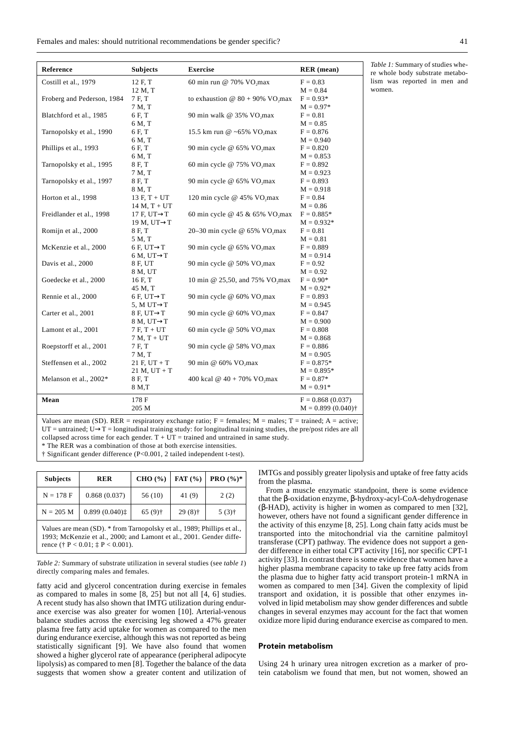| Reference | Subjects | Exercise | RER (mean) |
|---|---|---|---|
| Costill et al., 1979 | 12 F, T<br>12 M, T | 60 min run @ 70% $VO_2$max | F = 0.83<br>M = 0.84 |
| Froberg and Pederson, 1984 | 7 F, T<br>7 M, T | to exhaustion @ 80 + 90% $VO_2$max | F = 0.93*<br>M = 0.97* |
| Blatchford et al., 1985 | 6 F, T<br>6 M, T | 90 min walk @ 35% $VO_2$max | F = 0.81<br>M = 0.85 |
| Tarnopolsky et al., 1990 | 6 F, T<br>6 M, T | 15.5 km run @ ~65% $VO_2$max | F = 0.876<br>M = 0.940 |
| Phillips et al., 1993 | 6 F, T<br>6 M, T | 90 min cycle @ 65% $VO_2$max | F = 0.820<br>M = 0.853 |
| Tarnopolsky et al., 1995 | 8 F, T<br>7 M, T | 60 min cycle @ 75% $VO_2$max | F = 0.892<br>M = 0.923 |
| Tarnopolsky et al., 1997 | 8 F, T<br>8 M, T | 90 min cycle @ 65% $VO_2$max | F = 0.893<br>M = 0.918 |
| Horton et al., 1998 | 13 F, T + UT<br>14 M, T + UT | 120 min cycle @ 45% $VO_2$max | F = 0.84<br>M = 0.86 |
| Freidlander et al., 1998 | 17 F, UT→T<br>19 M, UT→T | 60 min cycle @ 45 & 65% $VO_2$max | F = 0.885*<br>M = 0.932* |
| Romijn et al., 2000 | 8 F, T<br>5 M, T | 20–30 min cycle @ 65% $VO_2$max | F = 0.81<br>M = 0.81 |
| McKenzie et al., 2000 | 6 F, UT→T<br>6 M, UT→T | 90 min cycle @ 65% $VO_2$max | F = 0.889<br>M = 0.914 |
| Davis et al., 2000 | 8 F, UT<br>8 M, UT | 90 min cycle @ 50% $VO_2$max | F = 0.92<br>M = 0.92 |
| Goedecke et al., 2000 | 16 F, T<br>45 M, T | 10 min @ 25,50, and 75% $VO_2$max | F = 0.90*<br>M = 0.92* |
| Rennie et al., 2000 | 6 F, UT→T<br>5, M UT→T | 90 min cycle @ 60% $VO_2$max | F = 0.893<br>M = 0.945 |
| Carter et al., 2001 | 8 F, UT→T<br>8 M, UT→T | 90 min cycle @ 60% $VO_2$max | F = 0.847<br>M = 0.900 |
| Lamont et al., 2001 | 7 F, T + UT<br>7 M, T + UT | 60 min cycle @ 50% $VO_2$max | F = 0.808<br>M = 0.868 |
| Roepstorff et al., 2001 | 7 F, T<br>7 M, T | 90 min cycle @ 58% $VO_2$max | F = 0.886<br>M = 0.905 |
| Steffensen et al., 2002 | 21 F, UT + T<br>21 M, UT + T | 90 min @ 60% $VO_2$max | F = 0.875*<br>M = 0.895* |
| Melanson et al., 2002* | 8 F, T<br>8 M,T | 400 kcal @ 40 + 70% $VO_2$max | F = 0.87*<br>M = 0.91* |
| **Mean** | 178 F<br>205 M | | F = 0.868 (0.037)<br>M = 0.899 (0.040)† |

Values are mean (SD). RER = respiratory exchange ratio; F = females; M = males; T = trained; A = active; UT = untrained; U→T = longitudinal training study: for longitudinal training studies, the pre/post rides are all collapsed across time for each gender. T + UT = trained and untrained in same study.
* The RER was a combination of those at both exercise intensities.
† Significant gender difference (P<0.001, 2 tailed independent t-test).

*Table 1:* Summary of studies where whole body substrate metabolism was reported in men and women.

| Subjects | RER | CHO (%) | FAT (%) | PRO (%)* |
|---|---|---|---|---|
| N = 178 F | 0.868 (0.037) | 56 (10) | 41 (9) | 2 (2) |
| N = 205 M | 0.899 (0.040)‡ | 65 (9)† | 29 (8)† | 5 (3)† |

Values are mean (SD). * from Tarnopolsky et al., 1989; Phillips et al., 1993; McKenzie et al., 2000; and Lamont et al., 2001. Gender difference († P < 0.01; ‡ P < 0.001).

*Table 2:* Summary of substrate utilization in several studies (see *table 1*) directly comparing males and females.

fatty acid and glycerol concentration during exercise in females as compared to males in some [8, 25] but not all [4, 6] studies. A recent study has also shown that IMTG utilization during endurance exercise was also greater for women [10]. Arterial-venous balance studies across the exercising leg showed a 47% greater plasma free fatty acid uptake for women as compared to the men during endurance exercise, although this was not reported as being statistically significant [9]. We have also found that women showed a higher glycerol rate of appearance (peripheral adipocyte lipolysis) as compared to men [8]. Together the balance of the data suggests that women show a greater content and utilization of IMTGs and possibly greater lipolysis and uptake of free fatty acids from the plasma.

From a muscle enzymatic standpoint, there is some evidence that the β-oxidation enzyme, β-hydroxy-acyl-CoA-dehydrogenase (β-HAD), activity is higher in women as compared to men [32], however, others have not found a significant gender difference in the activity of this enzyme [8, 25]. Long chain fatty acids must be transported into the mitochondrial via the carnitine palmitoyl transferase (CPT) pathway. The evidence does not support a gender difference in either total CPT activity [16], nor specific CPT-1 activity [33]. In contrast there is some evidence that women have a higher plasma membrane capacity to take up free fatty acids from the plasma due to higher fatty acid transport protein-1 mRNA in women as compared to men [34]. Given the complexity of lipid transport and oxidation, it is possible that other enzymes involved in lipid metabolism may show gender differences and subtle changes in several enzymes may account for the fact that women oxidize more lipid during endurance exercise as compared to men.

## Protein metabolism

Using 24 h urinary urea nitrogen excretion as a marker of protein catabolism we found that men, but not women, showed an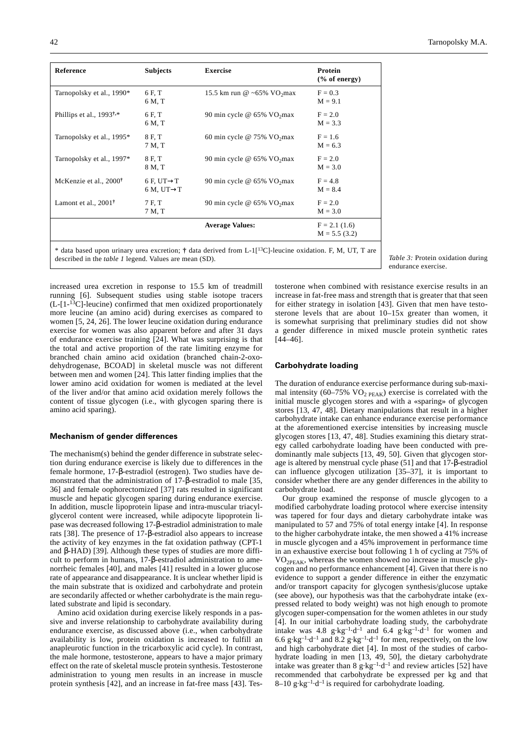| Reference | Subjects | Exercise | Protein (% of energy) |
|---|---|---|---|
| Tarnopolsky et al., 1990* | 6 F, T<br>6 M, T | 15.5 km run @ ~65% $VO_2$max | F = 0.3<br>M = 9.1 |
| Phillips et al., 1993†,* | 6 F, T<br>6 M, T | 90 min cycle @ 65% $VO_2$max | F = 2.0<br>M = 3.3 |
| Tarnopolsky et al., 1995* | 8 F, T<br>7 M, T | 60 min cycle @ 75% $VO_2$max | F = 1.6<br>M = 6.3 |
| Tarnopolsky et al., 1997* | 8 F, T<br>8 M, T | 90 min cycle @ 65% $VO_2$max | F = 2.0<br>M = 3.0 |
| McKenzie et al., 2000† | 6 F, UT→T<br>6 M, UT→T | 90 min cycle @ 65% $VO_2$max | F = 4.8<br>M = 8.4 |
| Lamont et al., 2001† | 7 F, T<br>7 M, T | 90 min cycle @ 65% $VO_2$max | F = 2.0<br>M = 3.0 |
| | | **Average Values:** | F = 2.1 (1.6)<br>M = 5.5 (3.2) |

\* data based upon urinary urea excretion; † data derived from L-1[$^{13}$C]-leucine oxidation. F, M, UT, T are described in the *table 1* legend. Values are mean (SD).

*Table 3:* Protein oxidation during endurance exercise.

increased urea excretion in response to 15.5 km of treadmill running [6]. Subsequent studies using stable isotope tracers (L-[1-$^{13}$C]-leucine) confirmed that men oxidized proportionately more leucine (an amino acid) during exercises as compared to women [5, 24, 26]. The lower leucine oxidation during endurance exercise for women was also apparent before and after 31 days of endurance exercise training [24]. What was surprising is that the total and active proportion of the rate limiting enzyme for branched chain amino acid oxidation (branched chain-2-oxo-dehydrogenase, BCOAD] in skeletal muscle was not different between men and women [24]. This latter finding implies that the lower amino acid oxidation for women is mediated at the level of the liver and/or that amino acid oxidation merely follows the content of tissue glycogen (i.e., with glycogen sparing there is amino acid sparing).

#### Mechanism of gender differences

The mechanism(s) behind the gender difference in substrate selection during endurance exercise is likely due to differences in the female hormone, 17-β-estradiol (estrogen). Two studies have demonstrated that the administration of 17-β-estradiol to male [35, 36] and female oophorectomized [37] rats resulted in significant muscle and hepatic glycogen sparing during endurance exercise. In addition, muscle lipoprotein lipase and intra-muscular triacylglycerol content were increased, while adipocyte lipoprotein lipase was decreased following 17-β-estradiol administration to male rats [38]. The presence of 17-β-estradiol also appears to increase the activity of key enzymes in the fat oxidation pathway (CPT-1 and β-HAD) [39]. Although these types of studies are more difficult to perform in humans, 17-β-estradiol administration to amenorrheic females [40], and males [41] resulted in a lower glucose rate of appearance and disappearance. It is unclear whether lipid is the main substrate that is oxidized and carbohydrate and protein are secondarily affected or whether carbohydrate is the main regulated substrate and lipid is secondary.

Amino acid oxidation during exercise likely responds in a passive and inverse relationship to carbohydrate availability during endurance exercise, as discussed above (i.e., when carbohydrate availability is low, protein oxidation is increased to fulfill an anapleurotic function in the tricarboxylic acid cycle). In contrast, the male hormone, testosterone, appears to have a major primary effect on the rate of skeletal muscle protein synthesis. Testosterone administration to young men results in an increase in muscle protein synthesis [42], and an increase in fat-free mass [43]. Testosterone when combined with resistance exercise results in an increase in fat-free mass and strength that is greater that that seen for either strategy in isolation [43]. Given that men have testosterone levels that are about 10–15x greater than women, it is somewhat surprising that preliminary studies did not show a gender difference in mixed muscle protein synthetic rates [44–46].

#### Carbohydrate loading

The duration of endurance exercise performance during sub-maximal intensity (60–75% $VO_{2\ PEAK}$) exercise is correlated with the initial muscle glycogen stores and with a «sparing» of glycogen stores [13, 47, 48]. Dietary manipulations that result in a higher carbohydrate intake can enhance endurance exercise performance at the aforementioned exercise intensities by increasing muscle glycogen stores [13, 47, 48]. Studies examining this dietary strategy called carbohydrate loading have been conducted with predominantly male subjects [13, 49, 50]. Given that glycogen storage is altered by menstrual cycle phase (51] and that 17-β-estradiol can influence glycogen utilization [35–37], it is important to consider whether there are any gender differences in the ability to carbohydrate load.

Our group examined the response of muscle glycogen to a modified carbohydrate loading protocol where exercise intensity was tapered for four days and dietary carbohydrate intake was manipulated to 57 and 75% of total energy intake [4]. In response to the higher carbohydrate intake, the men showed a 41% increase in muscle glycogen and a 45% improvement in performance time in an exhaustive exercise bout following 1 h of cycling at 75% of $VO_{2PEAK}$, whereas the women showed no increase in muscle glycogen and no performance enhancement [4]. Given that there is no evidence to support a gender difference in either the enzymatic and/or transport capacity for glycogen synthesis/glucose uptake (see above), our hypothesis was that the carbohydrate intake (expressed related to body weight) was not high enough to promote glycogen super-compensation for the women athletes in our study [4]. In our initial carbohydrate loading study, the carbohydrate intake was 4.8 $g \cdot kg^{-1} \cdot d^{-1}$ and 6.4 $g \cdot kg^{-1} \cdot d^{-1}$ for women and 6.6 $g \cdot kg^{-1} \cdot d^{-1}$ and 8.2 $g \cdot kg^{-1} \cdot d^{-1}$ for men, respectively, on the low and high carbohydrate diet [4]. In most of the studies of carbohydrate loading in men [13, 49, 50], the dietary carbohydrate intake was greater than 8 $g \cdot kg^{-1} \cdot d^{-1}$ and review articles [52] have recommended that carbohydrate be expressed per kg and that 8–10 $g \cdot kg^{-1} \cdot d^{-1}$ is required for carbohydrate loading.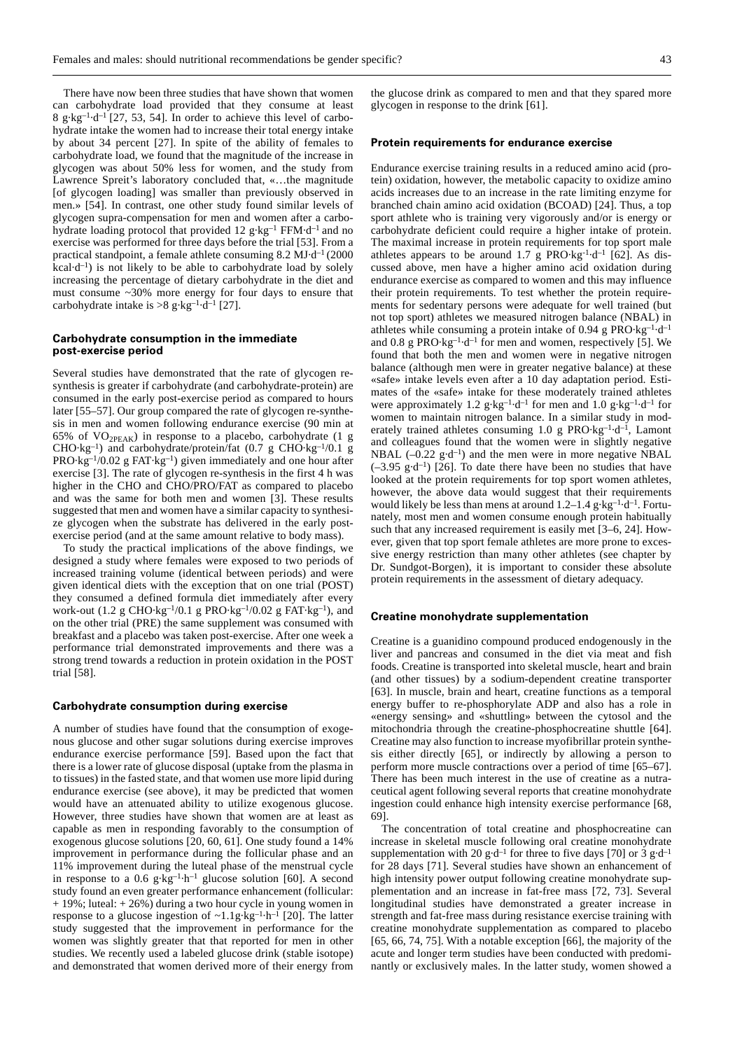There have now been three studies that have shown that women can carbohydrate load provided that they consume at least 8 $g \cdot kg^{-1} \cdot d^{-1}$ [27, 53, 54]. In order to achieve this level of carbohydrate intake the women had to increase their total energy intake by about 34 percent [27]. In spite of the ability of females to carbohydrate load, we found that the magnitude of the increase in glycogen was about 50% less for women, and the study from Lawrence Spreit's laboratory concluded that, «…the magnitude [of glycogen loading] was smaller than previously observed in men.» [54]. In contrast, one other study found similar levels of glycogen supra-compensation for men and women after a carbohydrate loading protocol that provided 12 $g \cdot kg^{-1}$ $FFM \cdot d^{-1}$ and no exercise was performed for three days before the trial [53]. From a practical standpoint, a female athlete consuming 8.2 $MJ \cdot d^{-1}$ (2000 $kcal \cdot d^{-1}$) is not likely to be able to carbohydrate load by solely increasing the percentage of dietary carbohydrate in the diet and must consume ~30% more energy for four days to ensure that carbohydrate intake is >8 $g \cdot kg^{-1} \cdot d^{-1}$ [27].

### Carbohydrate consumption in the immediate post-exercise period

Several studies have demonstrated that the rate of glycogen re-synthesis is greater if carbohydrate (and carbohydrate-protein) are consumed in the early post-exercise period as compared to hours later [55–57]. Our group compared the rate of glycogen re-synthesis in men and women following endurance exercise (90 min at 65% of $VO_{2PEAK}$) in response to a placebo, carbohydrate (1 g $CHO \cdot kg^{-1}$) and carbohydrate/protein/fat (0.7 g $CHO \cdot kg^{-1}$/0.1 g $PRO \cdot kg^{-1}$/0.02 g $FAT \cdot kg^{-1}$) given immediately and one hour after exercise [3]. The rate of glycogen re-synthesis in the first 4 h was higher in the CHO and CHO/PRO/FAT as compared to placebo and was the same for both men and women [3]. These results suggested that men and women have a similar capacity to synthesize glycogen when the substrate has delivered in the early post-exercise period (and at the same amount relative to body mass).

To study the practical implications of the above findings, we designed a study where females were exposed to two periods of increased training volume (identical between periods) and were given identical diets with the exception that on one trial (POST) they consumed a defined formula diet immediately after every work-out (1.2 g $CHO \cdot kg^{-1}$/0.1 g $PRO \cdot kg^{-1}$/0.02 g $FAT \cdot kg^{-1}$), and on the other trial (PRE) the same supplement was consumed with breakfast and a placebo was taken post-exercise. After one week a performance trial demonstrated improvements and there was a strong trend towards a reduction in protein oxidation in the POST trial [58].

### Carbohydrate consumption during exercise

A number of studies have found that the consumption of exogenous glucose and other sugar solutions during exercise improves endurance exercise performance [59]. Based upon the fact that there is a lower rate of glucose disposal (uptake from the plasma in to tissues) in the fasted state, and that women use more lipid during endurance exercise (see above), it may be predicted that women would have an attenuated ability to utilize exogenous glucose. However, three studies have shown that women are at least as capable as men in responding favorably to the consumption of exogenous glucose solutions [20, 60, 61]. One study found a 14% improvement in performance during the follicular phase and an 11% improvement during the luteal phase of the menstrual cycle in response to a 0.6 $g \cdot kg^{-1} \cdot h^{-1}$ glucose solution [60]. A second study found an even greater performance enhancement (follicular: + 19%; luteal: + 26%) during a two hour cycle in young women in response to a glucose ingestion of ~1.1 $g \cdot kg^{-1} \cdot h^{-1}$ [20]. The latter study suggested that the improvement in performance for the women was slightly greater that that reported for men in other studies. We recently used a labeled glucose drink (stable isotope) and demonstrated that women derived more of their energy from the glucose drink as compared to men and that they spared more glycogen in response to the drink [61].

### Protein requirements for endurance exercise

Endurance exercise training results in a reduced amino acid (protein) oxidation, however, the metabolic capacity to oxidize amino acids increases due to an increase in the rate limiting enzyme for branched chain amino acid oxidation (BCOAD) [24]. Thus, a top sport athlete who is training very vigorously and/or is energy or carbohydrate deficient could require a higher intake of protein. The maximal increase in protein requirements for top sport male athletes appears to be around 1.7 g $PRO \cdot kg^{-1} \cdot d^{-1}$ [62]. As discussed above, men have a higher amino acid oxidation during endurance exercise as compared to women and this may influence their protein requirements. To test whether the protein requirements for sedentary persons were adequate for well trained (but not top sport) athletes we measured nitrogen balance (NBAL) in athletes while consuming a protein intake of 0.94 g $PRO \cdot kg^{-1} \cdot d^{-1}$ and 0.8 g $PRO \cdot kg^{-1} \cdot d^{-1}$ for men and women, respectively [5]. We found that both the men and women were in negative nitrogen balance (although men were in greater negative balance) at these «safe» intake levels even after a 10 day adaptation period. Estimates of the «safe» intake for these moderately trained athletes were approximately 1.2 $g \cdot kg^{-1} \cdot d^{-1}$ for men and 1.0 $g \cdot kg^{-1} \cdot d^{-1}$ for women to maintain nitrogen balance. In a similar study in moderately trained athletes consuming 1.0 g $PRO \cdot kg^{-1} \cdot d^{-1}$, Lamont and colleagues found that the women were in slightly negative NBAL (–0.22 $g \cdot d^{-1}$) and the men were in more negative NBAL (–3.95 $g \cdot d^{-1}$) [26]. To date there have been no studies that have looked at the protein requirements for top sport women athletes, however, the above data would suggest that their requirements would likely be less than mens at around 1.2–1.4 $g \cdot kg^{-1} \cdot d^{-1}$. Fortunately, most men and women consume enough protein habitually such that any increased requirement is easily met [3–6, 24]. However, given that top sport female athletes are more prone to excessive energy restriction than many other athletes (see chapter by Dr. Sundgot-Borgen), it is important to consider these absolute protein requirements in the assessment of dietary adequacy.

### Creatine monohydrate supplementation

Creatine is a guanidino compound produced endogenously in the liver and pancreas and consumed in the diet via meat and fish foods. Creatine is transported into skeletal muscle, heart and brain (and other tissues) by a sodium-dependent creatine transporter [63]. In muscle, brain and heart, creatine functions as a temporal energy buffer to re-phosphorylate ADP and also has a role in «energy sensing» and «shuttling» between the cytosol and the mitochondria through the creatine-phosphocreatine shuttle [64]. Creatine may also function to increase myofibrillar protein synthesis either directly [65], or indirectly by allowing a person to perform more muscle contractions over a period of time [65–67]. There has been much interest in the use of creatine as a nutraceutical agent following several reports that creatine monohydrate ingestion could enhance high intensity exercise performance [68, 69].

The concentration of total creatine and phosphocreatine can increase in skeletal muscle following oral creatine monohydrate supplementation with 20 $g \cdot d^{-1}$ for three to five days [70] or 3 $g \cdot d^{-1}$ for 28 days [71]. Several studies have shown an enhancement of high intensity power output following creatine monohydrate supplementation and an increase in fat-free mass [72, 73]. Several longitudinal studies have demonstrated a greater increase in strength and fat-free mass during resistance exercise training with creatine monohydrate supplementation as compared to placebo [65, 66, 74, 75]. With a notable exception [66], the majority of the acute and longer term studies have been conducted with predominantly or exclusively males. In the latter study, women showed a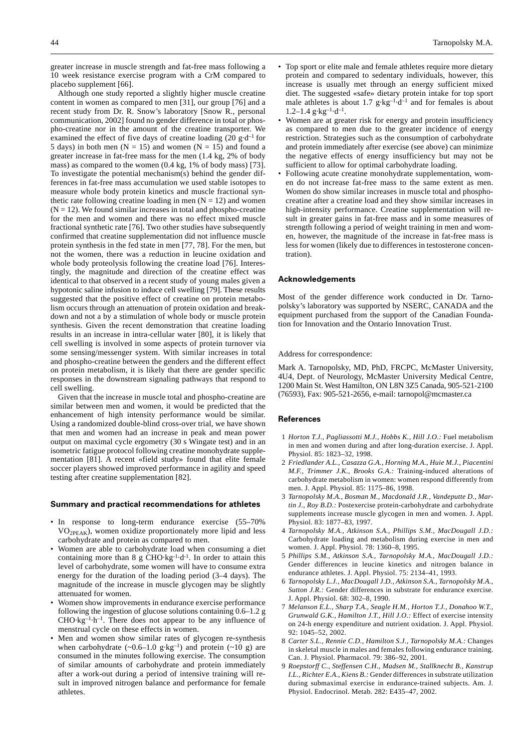greater increase in muscle strength and fat-free mass following a 10 week resistance exercise program with a CrM compared to placebo supplement [66].

Although one study reported a slightly higher muscle creatine content in women as compared to men [31], our group [76] and a recent study from Dr. R. Snow's laboratory [Snow R., personal communication, 2002] found no gender difference in total or phospho-creatine nor in the amount of the creatine transporter. We examined the effect of five days of creatine loading (20 $g \cdot d^{-1}$ for 5 days) in both men (N = 15) and women (N = 15) and found a greater increase in fat-free mass for the men (1.4 kg, 2% of body mass) as compared to the women (0.4 kg, 1% of body mass) [73]. To investigate the potential mechanism(s) behind the gender differences in fat-free mass accumulation we used stable isotopes to measure whole body protein kinetics and muscle fractional synthetic rate following creatine loading in men (N = 12) and women (N = 12). We found similar increases in total and phospho-creatine for the men and women and there was no effect mixed muscle fractional synthetic rate [76]. Two other studies have subsequently confirmed that creatine supplementation did not influence muscle protein synthesis in the fed state in men [77, 78]. For the men, but not the women, there was a reduction in leucine oxidation and whole body proteolysis following the creatine load [76]. Interestingly, the magnitude and direction of the creatine effect was identical to that observed in a recent study of young males given a hypotonic saline infusion to induce cell swelling [79]. These results suggested that the positive effect of creatine on protein metabolism occurs through an attenuation of protein oxidation and breakdown and not a by a stimulation of whole body or muscle protein synthesis. Given the recent demonstration that creatine loading results in an increase in intra-cellular water [80], it is likely that cell swelling is involved in some aspects of protein turnover via some sensing/messenger system. With similar increases in total and phospho-creatine between the genders and the different effect on protein metabolism, it is likely that there are gender specific responses in the downstream signaling pathways that respond to cell swelling.

Given that the increase in muscle total and phospho-creatine are similar between men and women, it would be predicted that the enhancement of high intensity performance would be similar. Using a randomized double-blind cross-over trial, we have shown that men and women had an increase in peak and mean power output on maximal cycle ergometry (30 s Wingate test) and in an isometric fatigue protocol following creatine monohydrate supplementation [81]. A recent «field study» found that elite female soccer players showed improved performance in agility and speed testing after creatine supplementation [82].

## Summary and practical recommendations for athletes

- In response to long-term endurance exercise (55–70% $VO_{2PEAK}$), women oxidize proportionately more lipid and less carbohydrate and protein as compared to men.
- Women are able to carbohydrate load when consuming a diet containing more than 8 g $CHO \cdot kg^{-1} \cdot d^{-1}$. In order to attain this level of carbohydrate, some women will have to consume extra energy for the duration of the loading period (3–4 days). The magnitude of the increase in muscle glycogen may be slightly attenuated for women.
- Women show improvements in endurance exercise performance following the ingestion of glucose solutions containing 0.6–1.2 g $CHO \cdot kg^{-1} \cdot h^{-1}$. There does not appear to be any influence of menstrual cycle on these effects in women.
- Men and women show similar rates of glycogen re-synthesis when carbohydrate (~0.6–1.0 $g \cdot kg^{-1}$) and protein (~10 g) are consumed in the minutes following exercise. The consumption of similar amounts of carbohydrate and protein immediately after a work-out during a period of intensive training will result in improved nitrogen balance and performance for female athletes.
- Top sport or elite male and female athletes require more dietary protein and compared to sedentary individuals, however, this increase is usually met through an energy sufficient mixed diet. The suggested «safe» dietary protein intake for top sport male athletes is about 1.7 $g \cdot kg^{-1} \cdot d^{-1}$ and for females is about 1.2–1.4 $g \cdot kg^{-1} \cdot d^{-1}$.
- Women are at greater risk for energy and protein insufficiency as compared to men due to the greater incidence of energy restriction. Strategies such as the consumption of carbohydrate and protein immediately after exercise (see above) can minimize the negative effects of energy insufficiency but may not be sufficient to allow for optimal carbohydrate loading.
- Following acute creatine monohydrate supplementation, women do not increase fat-free mass to the same extent as men. Women do show similar increases in muscle total and phosphocreatine after a creatine load and they show similar increases in high-intensity performance. Creatine supplementation will result in greater gains in fat-free mass and in some measures of strength following a period of weight training in men and women, however, the magnitude of the increase in fat-free mass is less for women (likely due to differences in testosterone concentration).

## Acknowledgements

Most of the gender difference work conducted in Dr. Tarnopolsky's laboratory was supported by NSERC, CANADA and the equipment purchased from the support of the Canadian Foundation for Innovation and the Ontario Innovation Trust.

Address for correspondence:

Mark A. Tarnopolsky, MD, PhD, FRCPC, McMaster University, 4U4, Dept. of Neurology, McMaster University Medical Centre, 1200 Main St. West Hamilton, ON L8N 3Z5 Canada, 905-521-2100 (76593), Fax: 905-521-2656, e-mail: tarnopol@mcmaster.ca

## References

1. *Horton T.J., Pagliassotti M.J., Hobbs K., Hill J.O.:* Fuel metabolism in men and women during and after long-duration exercise. J. Appl. Physiol. 85: 1823–32, 1998.
2. *Friedlander A.L., Casazza G.A., Horning M.A., Huie M.J., Piacentini M.F., Trimmer J.K., Brooks G.A.:* Training-induced alterations of carbohydrate metabolism in women: women respond differently from men. J. Appl. Physiol. 85: 1175–86, 1998.
3. *Tarnopolsky M.A., Bosman M., Macdonald J.R., Vandeputte D., Martin J., Roy B.D.:* Postexercise protein-carbohydrate and carbohydrate supplements increase muscle glycogen in men and women. J. Appl. Physiol. 83: 1877–83, 1997.
4. *Tarnopolsky M.A., Atkinson S.A., Phillips S.M., MacDougall J.D.:* Carbohydrate loading and metabolism during exercise in men and women. J. Appl. Physiol. 78: 1360–8, 1995.
5. *Phillips S.M., Atkinson S.A., Tarnopolsky M.A., MacDougall J.D.:* Gender differences in leucine kinetics and nitrogen balance in endurance athletes. J. Appl. Physiol. 75: 2134–41, 1993.
6. *Tarnopolsky L.J., MacDougall J.D., Atkinson S.A., Tarnopolsky M.A., Sutton J.R.:* Gender differences in substrate for endurance exercise. J. Appl. Physiol. 68: 302–8, 1990.
7. *Melanson E.L., Sharp T.A., Seagle H.M., Horton T.J., Donahoo W.T., Grunwald G.K., Hamilton J.T., Hill J.O.:* Effect of exercise intensity on 24-h energy expenditure and nutrient oxidation. J. Appl. Physiol. 92: 1045–52, 2002.
8. *Carter S.L., Rennie C.D., Hamilton S.J., Tarnopolsky M.A.:* Changes in skeletal muscle in males and females following endurance training. Can. J. Physiol. Pharmacol. 79: 386–92, 2001.
9. *Roepstorff C., Steffensen C.H., Madsen M., Stallknecht B., Kanstrup I.L., Richter E.A., Kiens B.:* Gender differences in substrate utilization during submaximal exercise in endurance-trained subjects. Am. J. Physiol. Endocrinol. Metab. 282: E435–47, 2002.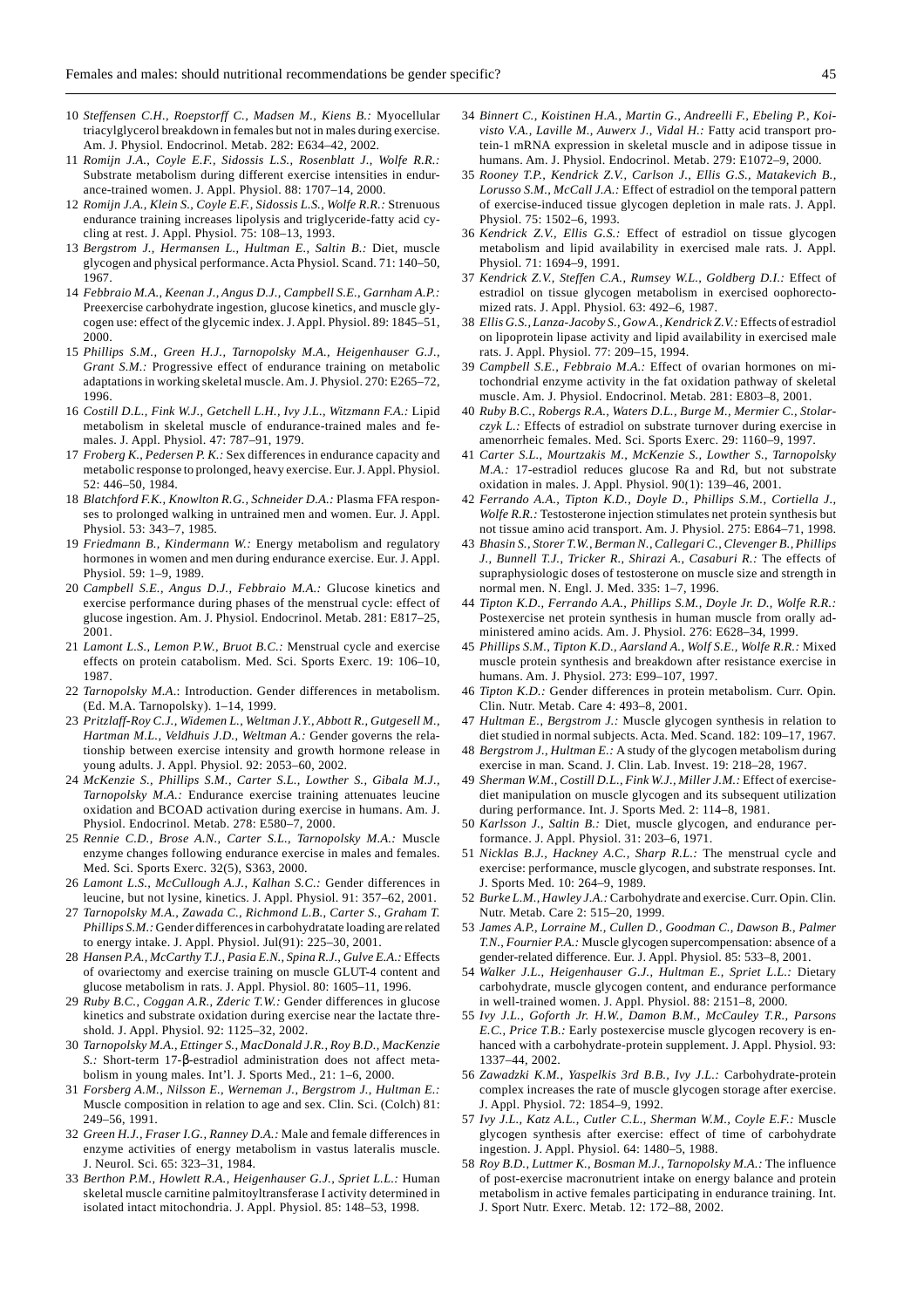10 *Steffensen C.H., Roepstorff C., Madsen M., Kiens B.:* Myocellular triacylglycerol breakdown in females but not in males during exercise. Am. J. Physiol. Endocrinol. Metab. 282: E634–42, 2002.

11 *Romijn J.A., Coyle E.F., Sidossis L.S., Rosenblatt J., Wolfe R.R.:* Substrate metabolism during different exercise intensities in endurance-trained women. J. Appl. Physiol. 88: 1707–14, 2000.

12 *Romijn J.A., Klein S., Coyle E.F., Sidossis L.S., Wolfe R.R.:* Strenuous endurance training increases lipolysis and triglyceride-fatty acid cycling at rest. J. Appl. Physiol. 75: 108–13, 1993.

13 *Bergstrom J., Hermansen L., Hultman E., Saltin B.:* Diet, muscle glycogen and physical performance. Acta Physiol. Scand. 71: 140–50, 1967.

14 *Febbraio M.A., Keenan J., Angus D.J., Campbell S.E., Garnham A.P.:* Preexercise carbohydrate ingestion, glucose kinetics, and muscle glycogen use: effect of the glycemic index. J. Appl. Physiol. 89: 1845–51, 2000.

15 *Phillips S.M., Green H.J., Tarnopolsky M.A., Heigenhauser G.J., Grant S.M.:* Progressive effect of endurance training on metabolic adaptations in working skeletal muscle. Am. J. Physiol. 270: E265–72, 1996.

16 *Costill D.L., Fink W.J., Getchell L.H., Ivy J.L., Witzmann F.A.:* Lipid metabolism in skeletal muscle of endurance-trained males and females. J. Appl. Physiol. 47: 787–91, 1979.

17 *Froberg K., Pedersen P. K.:* Sex differences in endurance capacity and metabolic response to prolonged, heavy exercise. Eur. J. Appl. Physiol. 52: 446–50, 1984.

18 *Blatchford F.K., Knowlton R.G., Schneider D.A.:* Plasma FFA responses to prolonged walking in untrained men and women. Eur. J. Appl. Physiol. 53: 343–7, 1985.

19 *Friedmann B., Kindermann W.:* Energy metabolism and regulatory hormones in women and men during endurance exercise. Eur. J. Appl. Physiol. 59: 1–9, 1989.

20 *Campbell S.E., Angus D.J., Febbraio M.A.:* Glucose kinetics and exercise performance during phases of the menstrual cycle: effect of glucose ingestion. Am. J. Physiol. Endocrinol. Metab. 281: E817–25, 2001.

21 *Lamont L.S., Lemon P.W., Bruot B.C.:* Menstrual cycle and exercise effects on protein catabolism. Med. Sci. Sports Exerc. 19: 106–10, 1987.

22 *Tarnopolsky M.A.*: Introduction. Gender differences in metabolism. (Ed. M.A. Tarnopolsky). 1–14, 1999.

23 *Pritzlaff-Roy C.J., Widemen L., Weltman J.Y., Abbott R., Gutgesell M., Hartman M.L., Veldhuis J.D., Weltman A.:* Gender governs the relationship between exercise intensity and growth hormone release in young adults. J. Appl. Physiol. 92: 2053–60, 2002.

24 *McKenzie S., Phillips S.M., Carter S.L., Lowther S., Gibala M.J., Tarnopolsky M.A.:* Endurance exercise training attenuates leucine oxidation and BCOAD activation during exercise in humans. Am. J. Physiol. Endocrinol. Metab. 278: E580–7, 2000.

25 *Rennie C.D., Brose A.N., Carter S.L., Tarnopolsky M.A.:* Muscle enzyme changes following endurance exercise in males and females. Med. Sci. Sports Exerc. 32(5), S363, 2000.

26 *Lamont L.S., McCullough A.J., Kalhan S.C.:* Gender differences in leucine, but not lysine, kinetics. J. Appl. Physiol. 91: 357–62, 2001.

27 *Tarnopolsky M.A., Zawada C., Richmond L.B., Carter S., Graham T. Phillips S.M.:* Gender differences in carbohydratate loading are related to energy intake. J. Appl. Physiol. Jul(91): 225–30, 2001.

28 *Hansen P.A., McCarthy T.J., Pasia E.N., Spina R.J., Gulve E.A.:* Effects of ovariectomy and exercise training on muscle GLUT-4 content and glucose metabolism in rats. J. Appl. Physiol. 80: 1605–11, 1996.

29 *Ruby B.C., Coggan A.R., Zderic T.W.:* Gender differences in glucose kinetics and substrate oxidation during exercise near the lactate threshold. J. Appl. Physiol. 92: 1125–32, 2002.

30 *Tarnopolsky M.A., Ettinger S., MacDonald J.R., Roy B.D., MacKenzie S.:* Short-term 17-β-estradiol administration does not affect metabolism in young males. Int'l. J. Sports Med., 21: 1–6, 2000.

31 *Forsberg A.M., Nilsson E., Werneman J., Bergstrom J., Hultman E.:* Muscle composition in relation to age and sex. Clin. Sci. (Colch) 81: 249–56, 1991.

32 *Green H.J., Fraser I.G., Ranney D.A.:* Male and female differences in enzyme activities of energy metabolism in vastus lateralis muscle. J. Neurol. Sci. 65: 323–31, 1984.

33 *Berthon P.M., Howlett R.A., Heigenhauser G.J., Spriet L.L.:* Human skeletal muscle carnitine palmitoyltransferase I activity determined in isolated intact mitochondria. J. Appl. Physiol. 85: 148–53, 1998.

34 *Binnert C., Koistinen H.A., Martin G., Andreelli F., Ebeling P., Koivisto V.A., Laville M., Auwerx J., Vidal H.:* Fatty acid transport protein-1 mRNA expression in skeletal muscle and in adipose tissue in humans. Am. J. Physiol. Endocrinol. Metab. 279: E1072–9, 2000.

35 *Rooney T.P., Kendrick Z.V., Carlson J., Ellis G.S., Matakevich B., Lorusso S.M., McCall J.A.:* Effect of estradiol on the temporal pattern of exercise-induced tissue glycogen depletion in male rats. J. Appl. Physiol. 75: 1502–6, 1993.

36 *Kendrick Z.V., Ellis G.S.:* Effect of estradiol on tissue glycogen metabolism and lipid availability in exercised male rats. J. Appl. Physiol. 71: 1694–9, 1991.

37 *Kendrick Z.V., Steffen C.A., Rumsey W.L., Goldberg D.I.:* Effect of estradiol on tissue glycogen metabolism in exercised oophorectomized rats. J. Appl. Physiol. 63: 492–6, 1987.

38 *Ellis G.S., Lanza-Jacoby S., Gow A., Kendrick Z.V.:* Effects of estradiol on lipoprotein lipase activity and lipid availability in exercised male rats. J. Appl. Physiol. 77: 209–15, 1994.

39 *Campbell S.E., Febbraio M.A.:* Effect of ovarian hormones on mitochondrial enzyme activity in the fat oxidation pathway of skeletal muscle. Am. J. Physiol. Endocrinol. Metab. 281: E803–8, 2001.

40 *Ruby B.C., Robergs R.A., Waters D.L., Burge M., Mermier C., Stolarczyk L.:* Effects of estradiol on substrate turnover during exercise in amenorrheic females. Med. Sci. Sports Exerc. 29: 1160–9, 1997.

41 *Carter S.L., Mourtzakis M., McKenzie S., Lowther S., Tarnopolsky M.A.:* 17-estradiol reduces glucose Ra and Rd, but not substrate oxidation in males. J. Appl. Physiol. 90(1): 139–46, 2001.

42 *Ferrando A.A., Tipton K.D., Doyle D., Phillips S.M., Cortiella J., Wolfe R.R.:* Testosterone injection stimulates net protein synthesis but not tissue amino acid transport. Am. J. Physiol. 275: E864–71, 1998.

43 *Bhasin S., Storer T.W., Berman N., Callegari C., Clevenger B., Phillips J., Bunnell T.J., Tricker R., Shirazi A., Casaburi R.:* The effects of supraphysiologic doses of testosterone on muscle size and strength in normal men. N. Engl. J. Med. 335: 1–7, 1996.

44 *Tipton K.D., Ferrando A.A., Phillips S.M., Doyle Jr. D., Wolfe R.R.:* Postexercise net protein synthesis in human muscle from orally administered amino acids. Am. J. Physiol. 276: E628–34, 1999.

45 *Phillips S.M., Tipton K.D., Aarsland A., Wolf S.E., Wolfe R.R.:* Mixed muscle protein synthesis and breakdown after resistance exercise in humans. Am. J. Physiol. 273: E99–107, 1997.

46 *Tipton K.D.:* Gender differences in protein metabolism. Curr. Opin. Clin. Nutr. Metab. Care 4: 493–8, 2001.

47 *Hultman E., Bergstrom J.:* Muscle glycogen synthesis in relation to diet studied in normal subjects. Acta. Med. Scand. 182: 109–17, 1967.

48 *Bergstrom J., Hultman E.:* A study of the glycogen metabolism during exercise in man. Scand. J. Clin. Lab. Invest. 19: 218–28, 1967.

49 *Sherman W.M., Costill D.L., Fink W.J., Miller J.M.:* Effect of exercise-diet manipulation on muscle glycogen and its subsequent utilization during performance. Int. J. Sports Med. 2: 114–8, 1981.

50 *Karlsson J., Saltin B.:* Diet, muscle glycogen, and endurance performance. J. Appl. Physiol. 31: 203–6, 1971.

51 *Nicklas B.J., Hackney A.C., Sharp R.L.:* The menstrual cycle and exercise: performance, muscle glycogen, and substrate responses. Int. J. Sports Med. 10: 264–9, 1989.

52 *Burke L.M., Hawley J.A.:* Carbohydrate and exercise. Curr. Opin. Clin. Nutr. Metab. Care 2: 515–20, 1999.

53 *James A.P., Lorraine M., Cullen D., Goodman C., Dawson B., Palmer T.N., Fournier P.A.:* Muscle glycogen supercompensation: absence of a gender-related difference. Eur. J. Appl. Physiol. 85: 533–8, 2001.

54 *Walker J.L., Heigenhauser G.J., Hultman E., Spriet L.L.:* Dietary carbohydrate, muscle glycogen content, and endurance performance in well-trained women. J. Appl. Physiol. 88: 2151–8, 2000.

55 *Ivy J.L., Goforth Jr. H.W., Damon B.M., McCauley T.R., Parsons E.C., Price T.B.:* Early postexercise muscle glycogen recovery is enhanced with a carbohydrate-protein supplement. J. Appl. Physiol. 93: 1337–44, 2002.

56 *Zawadzki K.M., Yaspelkis 3rd B.B., Ivy J.L.:* Carbohydrate-protein complex increases the rate of muscle glycogen storage after exercise. J. Appl. Physiol. 72: 1854–9, 1992.

57 *Ivy J.L., Katz A.L., Cutler C.L., Sherman W.M., Coyle E.F.:* Muscle glycogen synthesis after exercise: effect of time of carbohydrate ingestion. J. Appl. Physiol. 64: 1480–5, 1988.

58 *Roy B.D., Luttmer K., Bosman M.J., Tarnopolsky M.A.:* The influence of post-exercise macronutrient intake on energy balance and protein metabolism in active females participating in endurance training. Int. J. Sport Nutr. Exerc. Metab. 12: 172–88, 2002.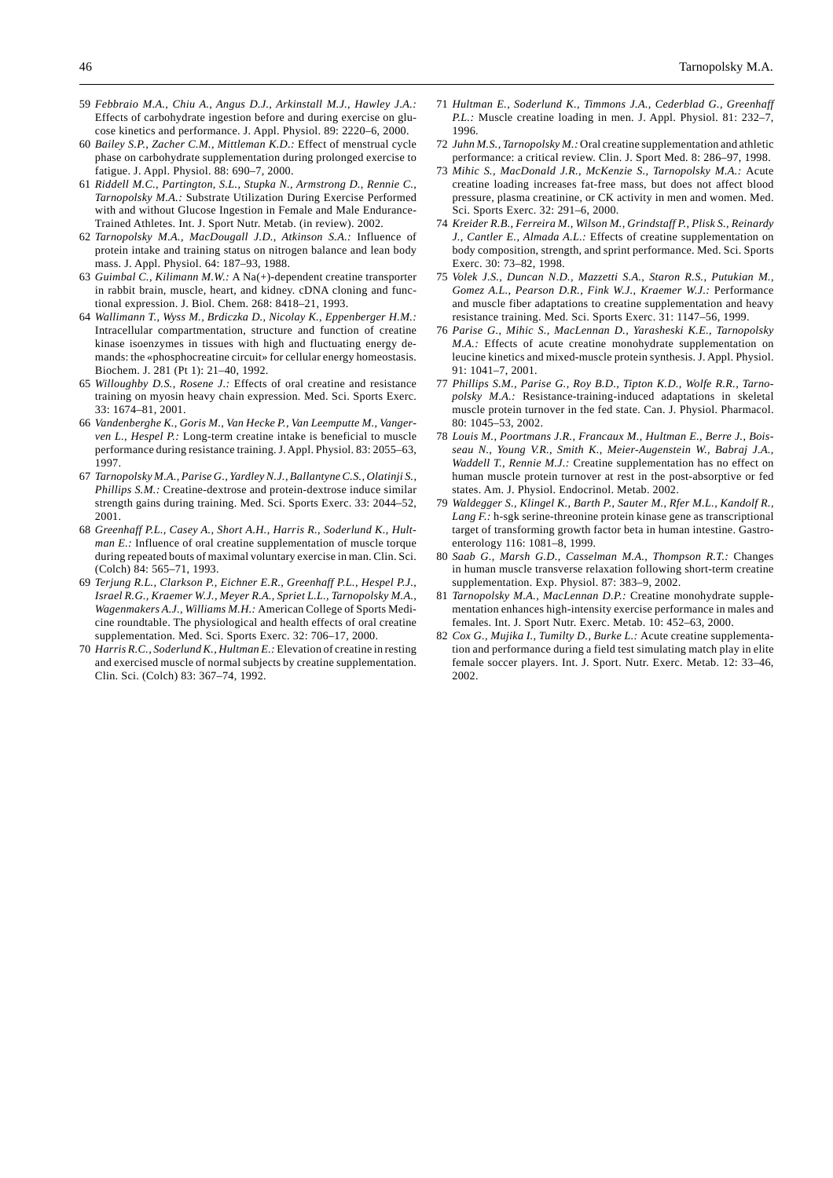59 *Febbraio M.A., Chiu A., Angus D.J., Arkinstall M.J., Hawley J.A.:* Effects of carbohydrate ingestion before and during exercise on glucose kinetics and performance. J. Appl. Physiol. 89: 2220–6, 2000.

60 *Bailey S.P., Zacher C.M., Mittleman K.D.:* Effect of menstrual cycle phase on carbohydrate supplementation during prolonged exercise to fatigue. J. Appl. Physiol. 88: 690–7, 2000.

61 *Riddell M.C., Partington, S.L., Stupka N., Armstrong D., Rennie C., Tarnopolsky M.A.:* Substrate Utilization During Exercise Performed with and without Glucose Ingestion in Female and Male Endurance-Trained Athletes. Int. J. Sport Nutr. Metab. (in review). 2002.

62 *Tarnopolsky M.A., MacDougall J.D., Atkinson S.A.:* Influence of protein intake and training status on nitrogen balance and lean body mass. J. Appl. Physiol. 64: 187–93, 1988.

63 *Guimbal C., Kilimann M.W.:* A Na(+)-dependent creatine transporter in rabbit brain, muscle, heart, and kidney. cDNA cloning and functional expression. J. Biol. Chem. 268: 8418–21, 1993.

64 *Wallimann T., Wyss M., Brdiczka D., Nicolay K., Eppenberger H.M.:* Intracellular compartmentation, structure and function of creatine kinase isoenzymes in tissues with high and fluctuating energy demands: the «phosphocreatine circuit» for cellular energy homeostasis. Biochem. J. 281 (Pt 1): 21–40, 1992.

65 *Willoughby D.S., Rosene J.:* Effects of oral creatine and resistance training on myosin heavy chain expression. Med. Sci. Sports Exerc. 33: 1674–81, 2001.

66 *Vandenberghe K., Goris M., Van Hecke P., Van Leemputte M., Vangerven L., Hespel P.:* Long-term creatine intake is beneficial to muscle performance during resistance training. J. Appl. Physiol. 83: 2055–63, 1997.

67 *Tarnopolsky M.A., Parise G., Yardley N.J., Ballantyne C.S., Olatinji S., Phillips S.M.:* Creatine-dextrose and protein-dextrose induce similar strength gains during training. Med. Sci. Sports Exerc. 33: 2044–52, 2001.

68 *Greenhaff P.L., Casey A., Short A.H., Harris R., Soderlund K., Hultman E.:* Influence of oral creatine supplementation of muscle torque during repeated bouts of maximal voluntary exercise in man. Clin. Sci. (Colch) 84: 565–71, 1993.

69 *Terjung R.L., Clarkson P., Eichner E.R., Greenhaff P.L., Hespel P.J., Israel R.G., Kraemer W.J., Meyer R.A., Spriet L.L., Tarnopolsky M.A., Wagenmakers A.J., Williams M.H.:* American College of Sports Medicine roundtable. The physiological and health effects of oral creatine supplementation. Med. Sci. Sports Exerc. 32: 706–17, 2000.

70 *Harris R.C., Soderlund K., Hultman E.:* Elevation of creatine in resting and exercised muscle of normal subjects by creatine supplementation. Clin. Sci. (Colch) 83: 367–74, 1992.

71 *Hultman E., Soderlund K., Timmons J.A., Cederblad G., Greenhaff P.L.:* Muscle creatine loading in men. J. Appl. Physiol. 81: 232–7, 1996.

72 *Juhn M.S., Tarnopolsky M.:* Oral creatine supplementation and athletic performance: a critical review. Clin. J. Sport Med. 8: 286–97, 1998.

73 *Mihic S., MacDonald J.R., McKenzie S., Tarnopolsky M.A.:* Acute creatine loading increases fat-free mass, but does not affect blood pressure, plasma creatinine, or CK activity in men and women. Med. Sci. Sports Exerc. 32: 291–6, 2000.

74 *Kreider R.B., Ferreira M., Wilson M., Grindstaff P., Plisk S., Reinardy J., Cantler E., Almada A.L.:* Effects of creatine supplementation on body composition, strength, and sprint performance. Med. Sci. Sports Exerc. 30: 73–82, 1998.

75 *Volek J.S., Duncan N.D., Mazzetti S.A., Staron R.S., Putukian M., Gomez A.L., Pearson D.R., Fink W.J., Kraemer W.J.:* Performance and muscle fiber adaptations to creatine supplementation and heavy resistance training. Med. Sci. Sports Exerc. 31: 1147–56, 1999.

76 *Parise G., Mihic S., MacLennan D., Yarasheski K.E., Tarnopolsky M.A.:* Effects of acute creatine monohydrate supplementation on leucine kinetics and mixed-muscle protein synthesis. J. Appl. Physiol. 91: 1041–7, 2001.

77 *Phillips S.M., Parise G., Roy B.D., Tipton K.D., Wolfe R.R., Tarnopolsky M.A.:* Resistance-training-induced adaptations in skeletal muscle protein turnover in the fed state. Can. J. Physiol. Pharmacol. 80: 1045–53, 2002.

78 *Louis M., Poortmans J.R., Francaux M., Hultman E., Berre J., Boisseau N., Young V.R., Smith K., Meier-Augenstein W., Babraj J.A., Waddell T., Rennie M.J.:* Creatine supplementation has no effect on human muscle protein turnover at rest in the post-absorptive or fed states. Am. J. Physiol. Endocrinol. Metab. 2002.

79 *Waldegger S., Klingel K., Barth P., Sauter M., Rfer M.L., Kandolf R., Lang F.:* h-sgk serine-threonine protein kinase gene as transcriptional target of transforming growth factor beta in human intestine. Gastroenterology 116: 1081–8, 1999.

80 *Saab G., Marsh G.D., Casselman M.A., Thompson R.T.:* Changes in human muscle transverse relaxation following short-term creatine supplementation. Exp. Physiol. 87: 383–9, 2002.

81 *Tarnopolsky M.A., MacLennan D.P.:* Creatine monohydrate supplementation enhances high-intensity exercise performance in males and females. Int. J. Sport Nutr. Exerc. Metab. 10: 452–63, 2000.

82 *Cox G., Mujika I., Tumilty D., Burke L.:* Acute creatine supplementation and performance during a field test simulating match play in elite female soccer players. Int. J. Sport. Nutr. Exerc. Metab. 12: 33–46, 2002.